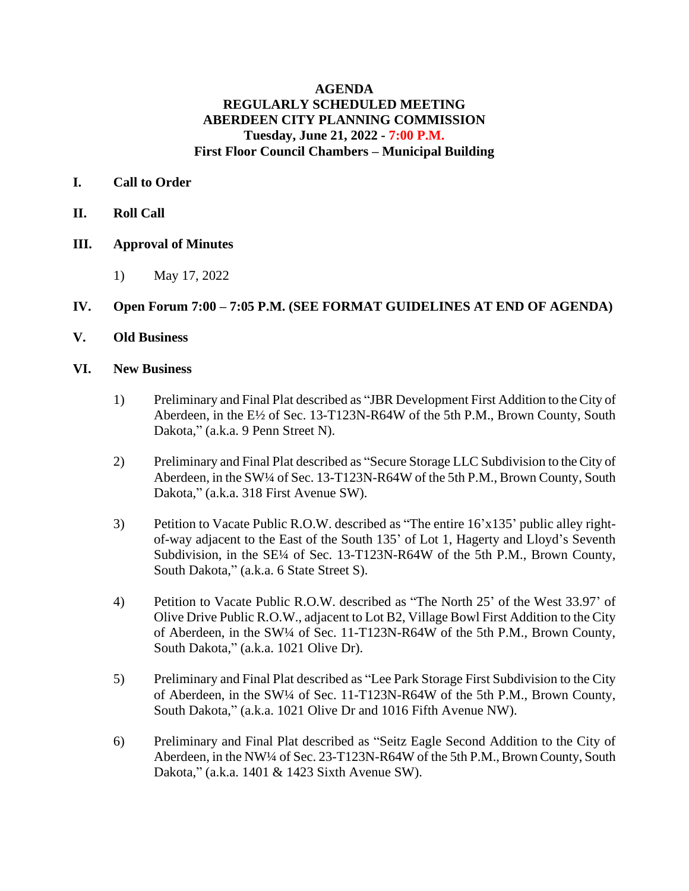# AGENDA
## REGULARLY SCHEDULED MEETING
## ABERDEEN CITY PLANNING COMMISSION
## Tuesday, June 21, 2022 - 7:00 P.M.
## First Floor Council Chambers – Municipal Building

**I. Call to Order**

**II. Roll Call**

**III. Approval of Minutes**

1) May 17, 2022

**IV. Open Forum 7:00 – 7:05 P.M. (SEE FORMAT GUIDELINES AT END OF AGENDA)**

**V. Old Business**

**VI. New Business**

1) Preliminary and Final Plat described as "JBR Development First Addition to the City of Aberdeen, in the E½ of Sec. 13-T123N-R64W of the 5th P.M., Brown County, South Dakota," (a.k.a. 9 Penn Street N).

2) Preliminary and Final Plat described as "Secure Storage LLC Subdivision to the City of Aberdeen, in the SW¼ of Sec. 13-T123N-R64W of the 5th P.M., Brown County, South Dakota," (a.k.a. 318 First Avenue SW).

3) Petition to Vacate Public R.O.W. described as "The entire 16'x135' public alley right-of-way adjacent to the East of the South 135' of Lot 1, Hagerty and Lloyd's Seventh Subdivision, in the SE¼ of Sec. 13-T123N-R64W of the 5th P.M., Brown County, South Dakota," (a.k.a. 6 State Street S).

4) Petition to Vacate Public R.O.W. described as "The North 25' of the West 33.97' of Olive Drive Public R.O.W., adjacent to Lot B2, Village Bowl First Addition to the City of Aberdeen, in the SW¼ of Sec. 11-T123N-R64W of the 5th P.M., Brown County, South Dakota," (a.k.a. 1021 Olive Dr).

5) Preliminary and Final Plat described as "Lee Park Storage First Subdivision to the City of Aberdeen, in the SW¼ of Sec. 11-T123N-R64W of the 5th P.M., Brown County, South Dakota," (a.k.a. 1021 Olive Dr and 1016 Fifth Avenue NW).

6) Preliminary and Final Plat described as "Seitz Eagle Second Addition to the City of Aberdeen, in the NW¼ of Sec. 23-T123N-R64W of the 5th P.M., Brown County, South Dakota," (a.k.a. 1401 & 1423 Sixth Avenue SW).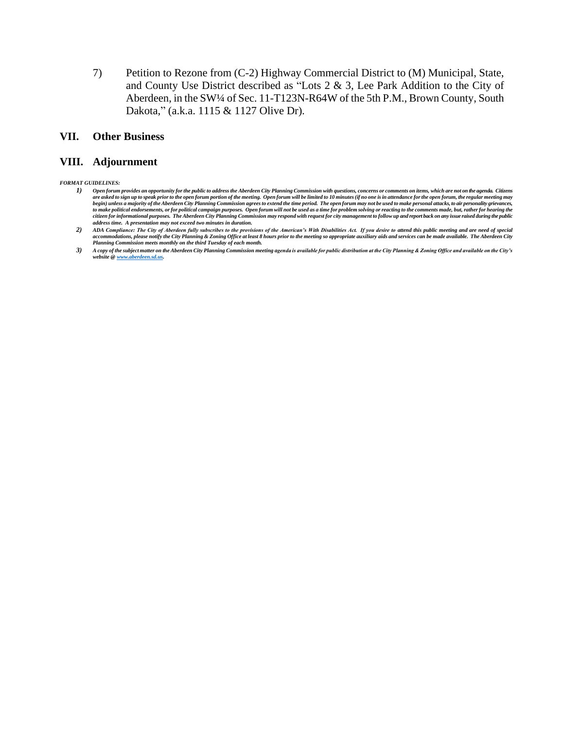7) Petition to Rezone from (C-2) Highway Commercial District to (M) Municipal, State, and County Use District described as "Lots 2 & 3, Lee Park Addition to the City of Aberdeen, in the SW¼ of Sec. 11-T123N-R64W of the 5th P.M., Brown County, South Dakota," (a.k.a. 1115 & 1127 Olive Dr).

## VII. Other Business

## VIII. Adjournment

***FORMAT GUIDELINES:***

1) ***Open forum provides an opportunity for the public to address the Aberdeen City Planning Commission with questions, concerns or comments on items, which are not on the agenda. Citizens are asked to sign up to speak prior to the open forum portion of the meeting. Open forum will be limited to 10 minutes (if no one is in attendance for the open forum, the regular meeting may begin) unless a majority of the Aberdeen City Planning Commission agrees to extend the time period. The open forum may not be used to make personal attacks, to air personality grievances, to make political endorsements, or for political campaign purposes. Open forum will not be used as a time for problem solving or reacting to the comments made, but, rather for hearing the citizen for informational purposes. The Aberdeen City Planning Commission may respond with request for city management to follow up and report back on any issue raised during the public address time. A presentation may not exceed two minutes in duration.***
2) ***ADA Compliance: The City of Aberdeen fully subscribes to the provisions of the American's With Disabilities Act. If you desire to attend this public meeting and are need of special accommodations, please notify the City Planning & Zoning Office at least 8 hours prior to the meeting so appropriate auxiliary aids and services can be made available. The Aberdeen City Planning Commission meets monthly on the third Tuesday of each month.***
3) ***A copy of the subject matter on the Aberdeen City Planning Commission meeting agenda is available for public distribution at the City Planning & Zoning Office and available on the City's website @ www.aberdeen.sd.us.***